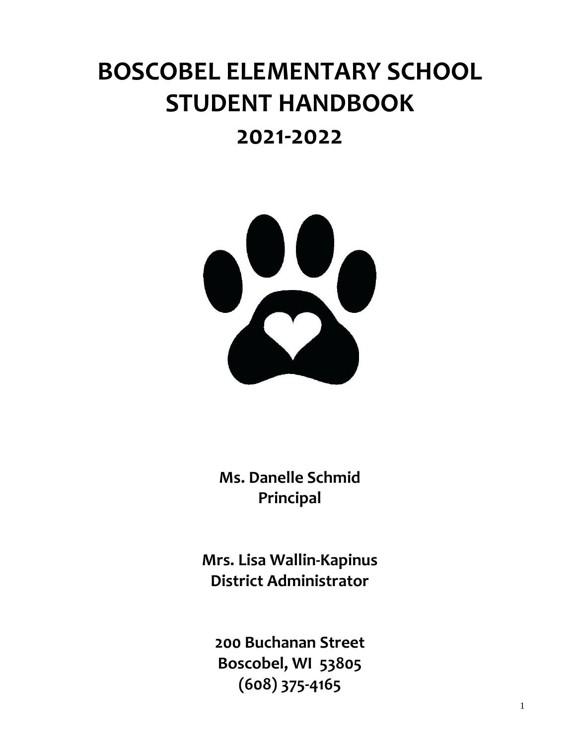# BOSCOBEL ELEMENTARY SCHOOL STUDENT HANDBOOK

## 2021-2022

**Ms. Danelle Schmid**
**Principal**

**Mrs. Lisa Wallin-Kapinus**
**District Administrator**

**200 Buchanan Street**
**Boscobel, WI 53805**
**(608) 375-4165**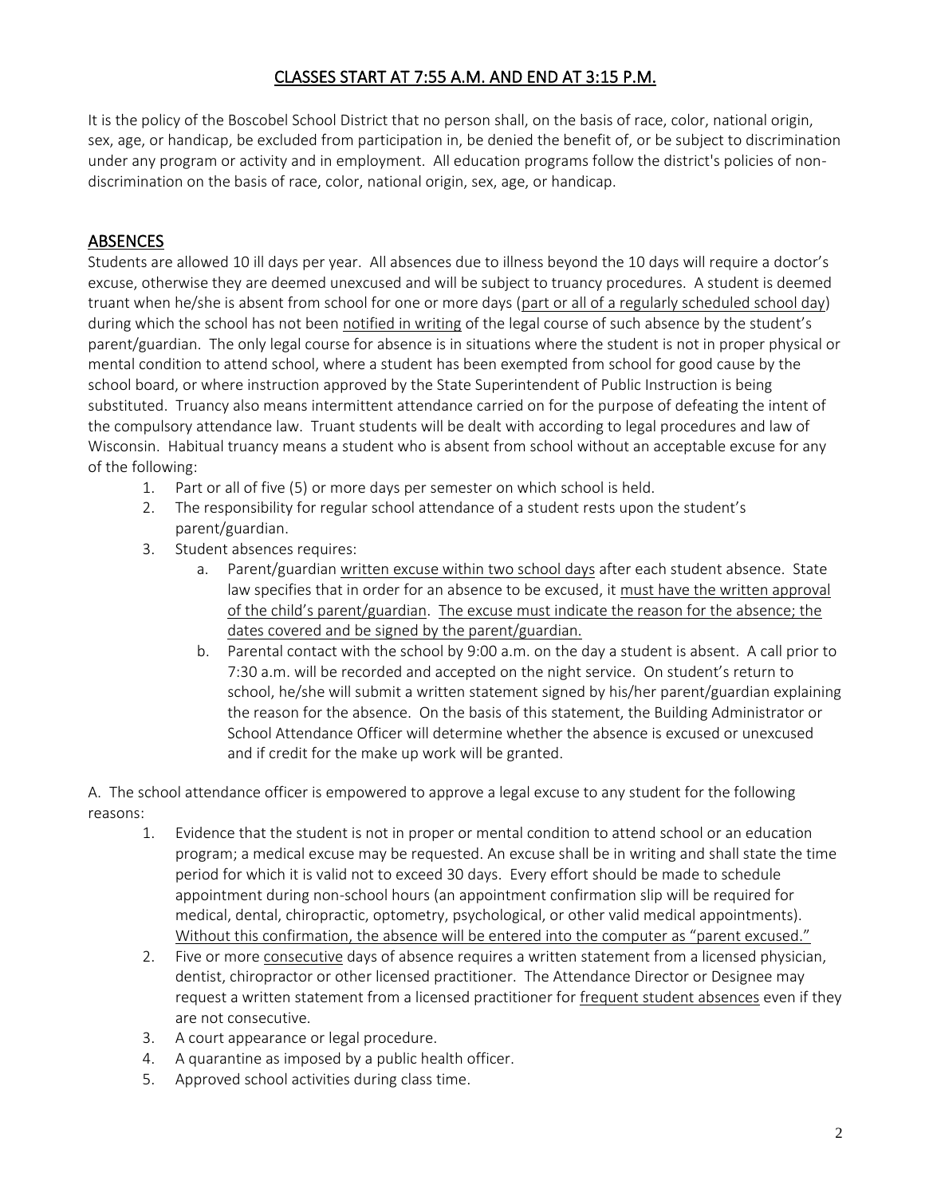## CLASSES START AT 7:55 A.M. AND END AT 3:15 P.M.

It is the policy of the Boscobel School District that no person shall, on the basis of race, color, national origin, sex, age, or handicap, be excluded from participation in, be denied the benefit of, or be subject to discrimination under any program or activity and in employment. All education programs follow the district's policies of non-discrimination on the basis of race, color, national origin, sex, age, or handicap.

## ABSENCES

Students are allowed 10 ill days per year. All absences due to illness beyond the 10 days will require a doctor's excuse, otherwise they are deemed unexcused and will be subject to truancy procedures. A student is deemed truant when he/she is absent from school for one or more days (part or all of a regularly scheduled school day) during which the school has not been notified in writing of the legal course of such absence by the student's parent/guardian. The only legal course for absence is in situations where the student is not in proper physical or mental condition to attend school, where a student has been exempted from school for good cause by the school board, or where instruction approved by the State Superintendent of Public Instruction is being substituted. Truancy also means intermittent attendance carried on for the purpose of defeating the intent of the compulsory attendance law. Truant students will be dealt with according to legal procedures and law of Wisconsin. Habitual truancy means a student who is absent from school without an acceptable excuse for any of the following:

1. Part or all of five (5) or more days per semester on which school is held.
2. The responsibility for regular school attendance of a student rests upon the student's parent/guardian.
3. Student absences requires:
   a. Parent/guardian written excuse within two school days after each student absence. State law specifies that in order for an absence to be excused, it must have the written approval of the child's parent/guardian. The excuse must indicate the reason for the absence; the dates covered and be signed by the parent/guardian.
   b. Parental contact with the school by 9:00 a.m. on the day a student is absent. A call prior to 7:30 a.m. will be recorded and accepted on the night service. On student's return to school, he/she will submit a written statement signed by his/her parent/guardian explaining the reason for the absence. On the basis of this statement, the Building Administrator or School Attendance Officer will determine whether the absence is excused or unexcused and if credit for the make up work will be granted.

A. The school attendance officer is empowered to approve a legal excuse to any student for the following reasons:

1. Evidence that the student is not in proper or mental condition to attend school or an education program; a medical excuse may be requested. An excuse shall be in writing and shall state the time period for which it is valid not to exceed 30 days. Every effort should be made to schedule appointment during non-school hours (an appointment confirmation slip will be required for medical, dental, chiropractic, optometry, psychological, or other valid medical appointments). Without this confirmation, the absence will be entered into the computer as "parent excused."
2. Five or more consecutive days of absence requires a written statement from a licensed physician, dentist, chiropractor or other licensed practitioner. The Attendance Director or Designee may request a written statement from a licensed practitioner for frequent student absences even if they are not consecutive.
3. A court appearance or legal procedure.
4. A quarantine as imposed by a public health officer.
5. Approved school activities during class time.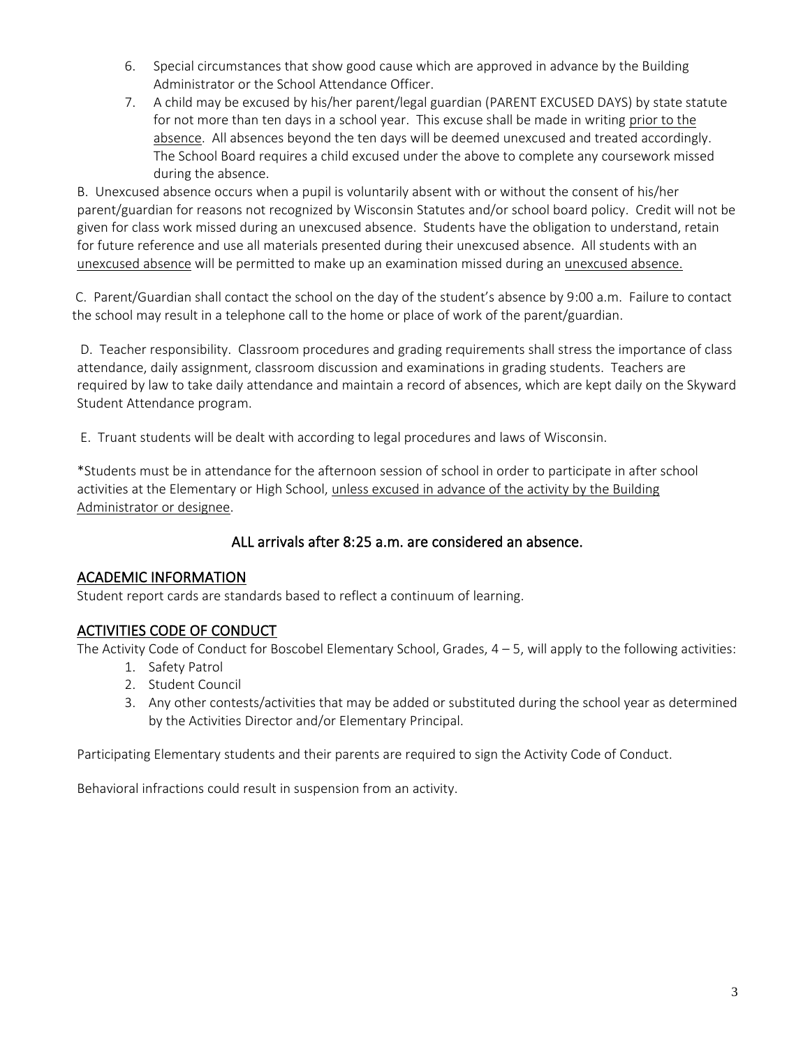6. Special circumstances that show good cause which are approved in advance by the Building Administrator or the School Attendance Officer.
7. A child may be excused by his/her parent/legal guardian (PARENT EXCUSED DAYS) by state statute for not more than ten days in a school year. This excuse shall be made in writing <u>prior to the absence</u>. All absences beyond the ten days will be deemed unexcused and treated accordingly. The School Board requires a child excused under the above to complete any coursework missed during the absence.

B. Unexcused absence occurs when a pupil is voluntarily absent with or without the consent of his/her parent/guardian for reasons not recognized by Wisconsin Statutes and/or school board policy. Credit will not be given for class work missed during an unexcused absence. Students have the obligation to understand, retain for future reference and use all materials presented during their unexcused absence. All students with an <u>unexcused absence</u> will be permitted to make up an examination missed during an <u>unexcused absence.</u>

C. Parent/Guardian shall contact the school on the day of the student's absence by 9:00 a.m. Failure to contact the school may result in a telephone call to the home or place of work of the parent/guardian.

D. Teacher responsibility. Classroom procedures and grading requirements shall stress the importance of class attendance, daily assignment, classroom discussion and examinations in grading students. Teachers are required by law to take daily attendance and maintain a record of absences, which are kept daily on the Skyward Student Attendance program.

E. Truant students will be dealt with according to legal procedures and laws of Wisconsin.

*Students must be in attendance for the afternoon session of school in order to participate in after school activities at the Elementary or High School, <u>unless excused in advance of the activity by the Building Administrator or designee</u>.

### ALL arrivals after 8:25 a.m. are considered an absence.

## ACADEMIC INFORMATION

Student report cards are standards based to reflect a continuum of learning.

## ACTIVITIES CODE OF CONDUCT

The Activity Code of Conduct for Boscobel Elementary School, Grades, 4 – 5, will apply to the following activities:

1. Safety Patrol
2. Student Council
3. Any other contests/activities that may be added or substituted during the school year as determined by the Activities Director and/or Elementary Principal.

Participating Elementary students and their parents are required to sign the Activity Code of Conduct.

Behavioral infractions could result in suspension from an activity.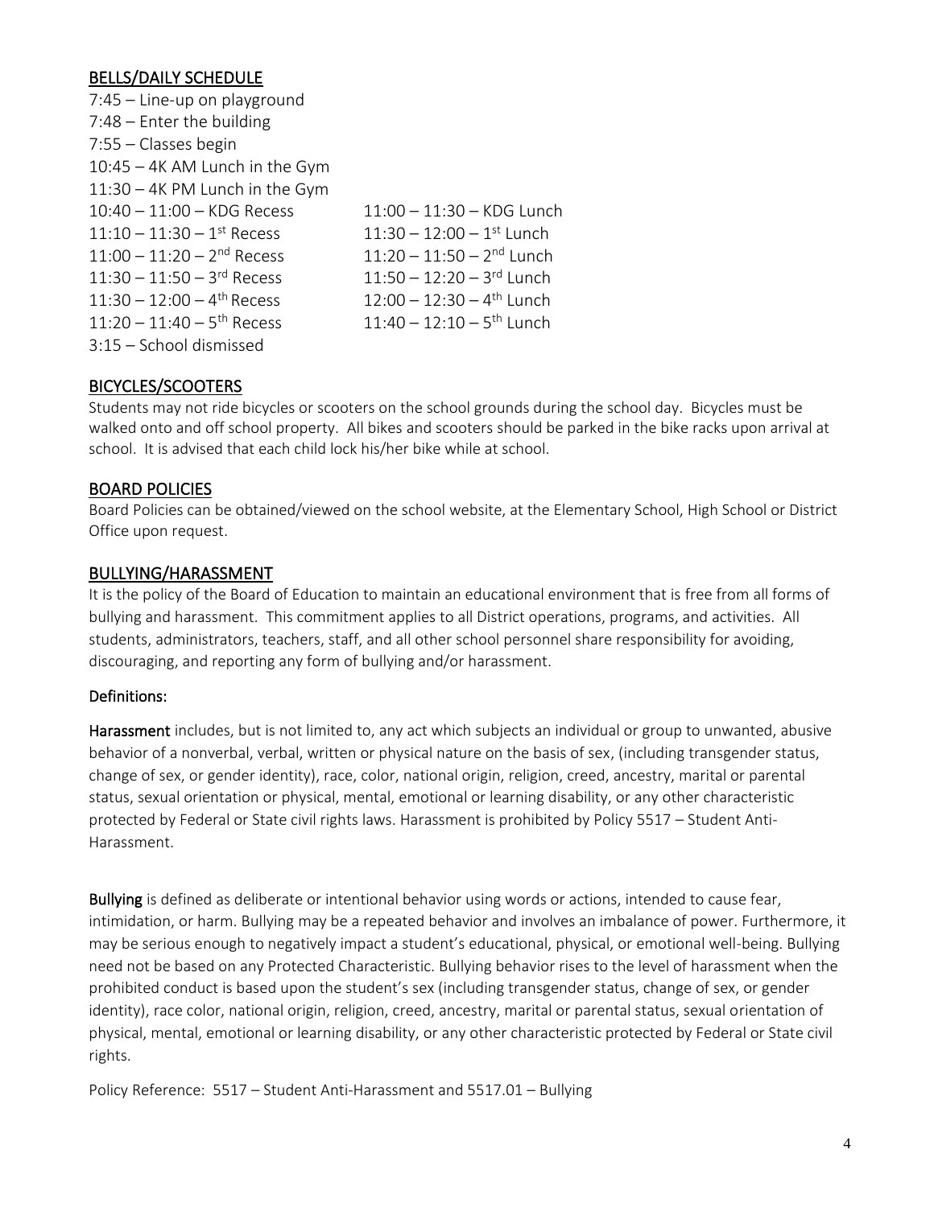## BELLS/DAILY SCHEDULE

7:45 – Line-up on playground
7:48 – Enter the building
7:55 – Classes begin
10:45 – 4K AM Lunch in the Gym
11:30 – 4K PM Lunch in the Gym

| Recess | Lunch |
|---|---|
| 10:40 – 11:00 – KDG Recess | 11:00 – 11:30 – KDG Lunch |
| 11:10 – 11:30 – 1st Recess | 11:30 – 12:00 – 1st Lunch |
| 11:00 – 11:20 – 2nd Recess | 11:20 – 11:50 – 2nd Lunch |
| 11:30 – 11:50 – 3rd Recess | 11:50 – 12:20 – 3rd Lunch |
| 11:30 – 12:00 – 4th Recess | 12:00 – 12:30 – 4th Lunch |
| 11:20 – 11:40 – 5th Recess | 11:40 – 12:10 – 5th Lunch |

3:15 – School dismissed

## BICYCLES/SCOOTERS

Students may not ride bicycles or scooters on the school grounds during the school day. Bicycles must be walked onto and off school property. All bikes and scooters should be parked in the bike racks upon arrival at school. It is advised that each child lock his/her bike while at school.

## BOARD POLICIES

Board Policies can be obtained/viewed on the school website, at the Elementary School, High School or District Office upon request.

## BULLYING/HARASSMENT

It is the policy of the Board of Education to maintain an educational environment that is free from all forms of bullying and harassment. This commitment applies to all District operations, programs, and activities. All students, administrators, teachers, staff, and all other school personnel share responsibility for avoiding, discouraging, and reporting any form of bullying and/or harassment.

### Definitions:

**Harassment** includes, but is not limited to, any act which subjects an individual or group to unwanted, abusive behavior of a nonverbal, verbal, written or physical nature on the basis of sex, (including transgender status, change of sex, or gender identity), race, color, national origin, religion, creed, ancestry, marital or parental status, sexual orientation or physical, mental, emotional or learning disability, or any other characteristic protected by Federal or State civil rights laws. Harassment is prohibited by Policy 5517 – Student Anti-Harassment.

**Bullying** is defined as deliberate or intentional behavior using words or actions, intended to cause fear, intimidation, or harm. Bullying may be a repeated behavior and involves an imbalance of power. Furthermore, it may be serious enough to negatively impact a student's educational, physical, or emotional well-being. Bullying need not be based on any Protected Characteristic. Bullying behavior rises to the level of harassment when the prohibited conduct is based upon the student's sex (including transgender status, change of sex, or gender identity), race color, national origin, religion, creed, ancestry, marital or parental status, sexual orientation of physical, mental, emotional or learning disability, or any other characteristic protected by Federal or State civil rights.

Policy Reference: 5517 – Student Anti-Harassment and 5517.01 – Bullying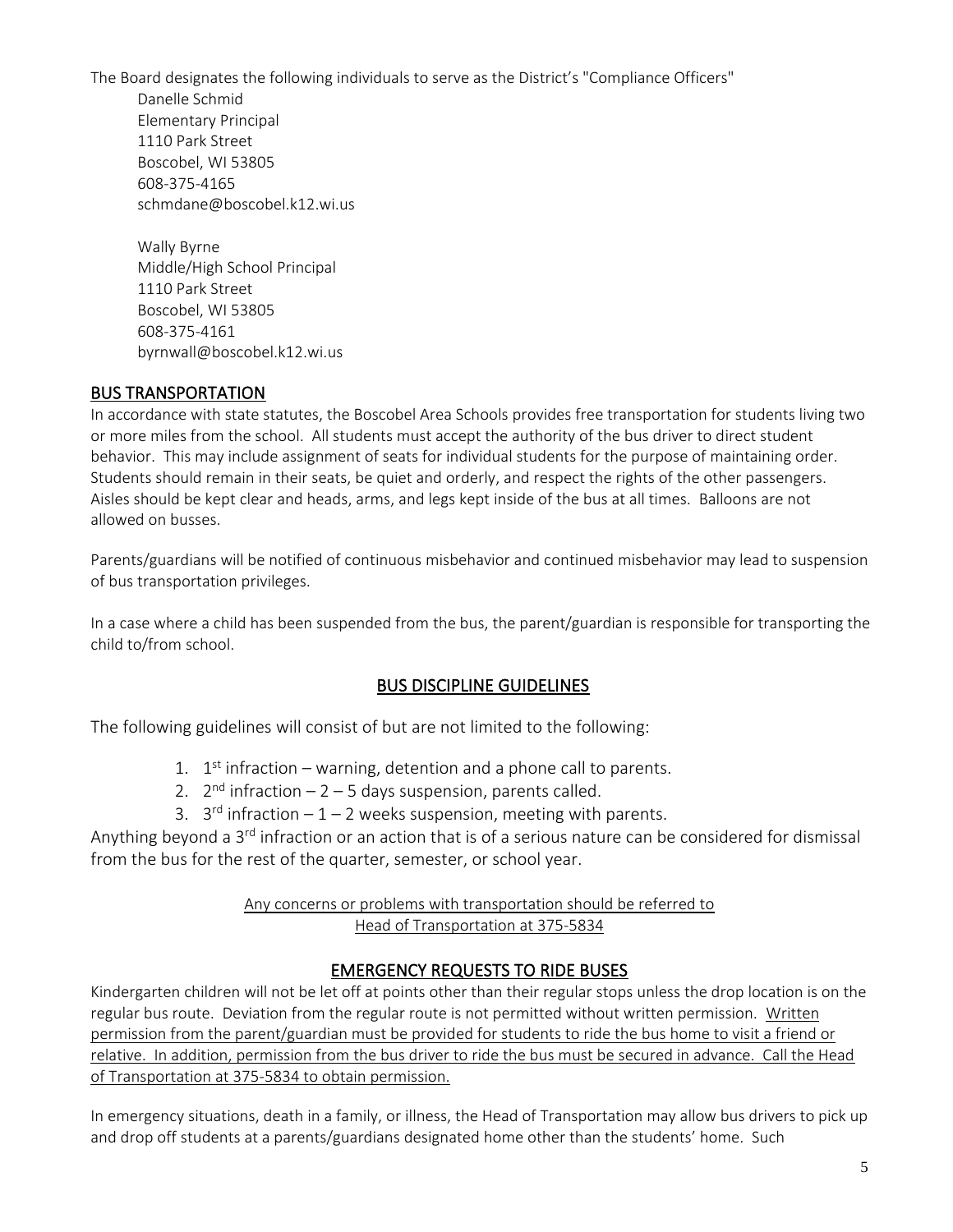The Board designates the following individuals to serve as the District's "Compliance Officers"

Danelle Schmid
Elementary Principal
1110 Park Street
Boscobel, WI 53805
608-375-4165
schmdane@boscobel.k12.wi.us

Wally Byrne
Middle/High School Principal
1110 Park Street
Boscobel, WI 53805
608-375-4161
byrnwall@boscobel.k12.wi.us

## BUS TRANSPORTATION

In accordance with state statutes, the Boscobel Area Schools provides free transportation for students living two or more miles from the school. All students must accept the authority of the bus driver to direct student behavior. This may include assignment of seats for individual students for the purpose of maintaining order. Students should remain in their seats, be quiet and orderly, and respect the rights of the other passengers. Aisles should be kept clear and heads, arms, and legs kept inside of the bus at all times. Balloons are not allowed on busses.

Parents/guardians will be notified of continuous misbehavior and continued misbehavior may lead to suspension of bus transportation privileges.

In a case where a child has been suspended from the bus, the parent/guardian is responsible for transporting the child to/from school.

## BUS DISCIPLINE GUIDELINES

The following guidelines will consist of but are not limited to the following:

1. 1st infraction – warning, detention and a phone call to parents.
2. 2nd infraction – 2 – 5 days suspension, parents called.
3. 3rd infraction – 1 – 2 weeks suspension, meeting with parents.

Anything beyond a 3rd infraction or an action that is of a serious nature can be considered for dismissal from the bus for the rest of the quarter, semester, or school year.

Any concerns or problems with transportation should be referred to Head of Transportation at 375-5834

## EMERGENCY REQUESTS TO RIDE BUSES

Kindergarten children will not be let off at points other than their regular stops unless the drop location is on the regular bus route. Deviation from the regular route is not permitted without written permission. Written permission from the parent/guardian must be provided for students to ride the bus home to visit a friend or relative. In addition, permission from the bus driver to ride the bus must be secured in advance. Call the Head of Transportation at 375-5834 to obtain permission.

In emergency situations, death in a family, or illness, the Head of Transportation may allow bus drivers to pick up and drop off students at a parents/guardians designated home other than the students' home. Such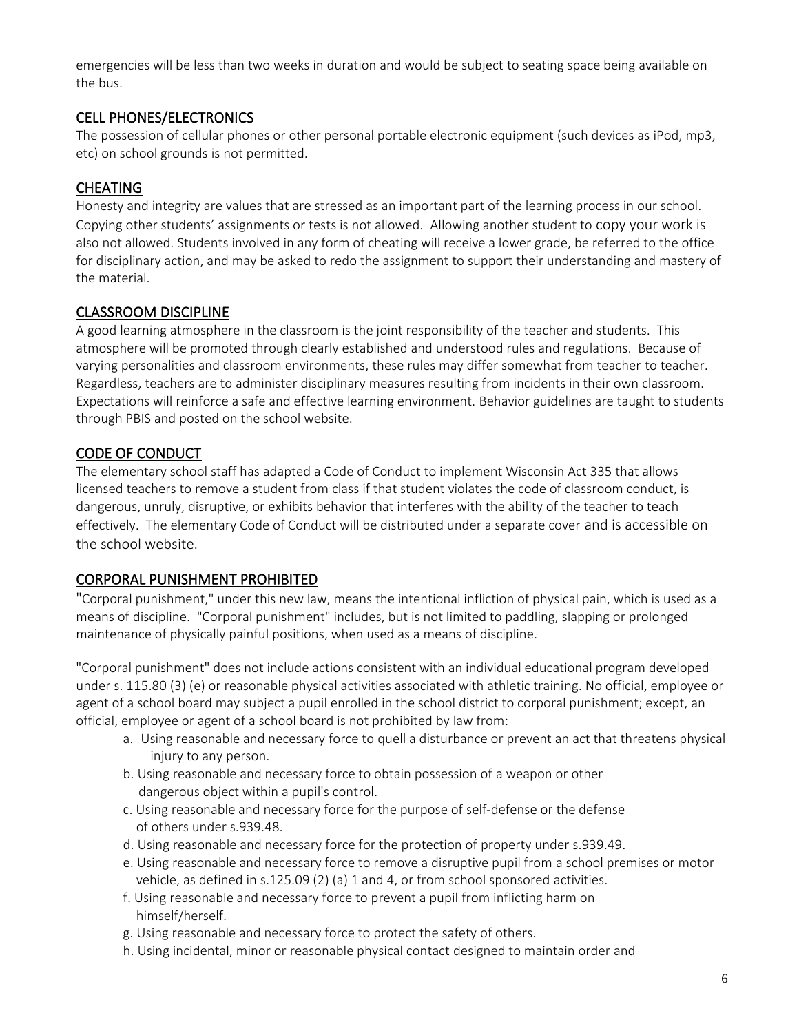emergencies will be less than two weeks in duration and would be subject to seating space being available on the bus.

## CELL PHONES/ELECTRONICS

The possession of cellular phones or other personal portable electronic equipment (such devices as iPod, mp3, etc) on school grounds is not permitted.

## CHEATING

Honesty and integrity are values that are stressed as an important part of the learning process in our school. Copying other students' assignments or tests is not allowed. Allowing another student to copy your work is also not allowed. Students involved in any form of cheating will receive a lower grade, be referred to the office for disciplinary action, and may be asked to redo the assignment to support their understanding and mastery of the material.

## CLASSROOM DISCIPLINE

A good learning atmosphere in the classroom is the joint responsibility of the teacher and students. This atmosphere will be promoted through clearly established and understood rules and regulations. Because of varying personalities and classroom environments, these rules may differ somewhat from teacher to teacher. Regardless, teachers are to administer disciplinary measures resulting from incidents in their own classroom. Expectations will reinforce a safe and effective learning environment. Behavior guidelines are taught to students through PBIS and posted on the school website.

## CODE OF CONDUCT

The elementary school staff has adapted a Code of Conduct to implement Wisconsin Act 335 that allows licensed teachers to remove a student from class if that student violates the code of classroom conduct, is dangerous, unruly, disruptive, or exhibits behavior that interferes with the ability of the teacher to teach effectively. The elementary Code of Conduct will be distributed under a separate cover and is accessible on the school website.

## CORPORAL PUNISHMENT PROHIBITED

"Corporal punishment," under this new law, means the intentional infliction of physical pain, which is used as a means of discipline. "Corporal punishment" includes, but is not limited to paddling, slapping or prolonged maintenance of physically painful positions, when used as a means of discipline.

"Corporal punishment" does not include actions consistent with an individual educational program developed under s. 115.80 (3) (e) or reasonable physical activities associated with athletic training. No official, employee or agent of a school board may subject a pupil enrolled in the school district to corporal punishment; except, an official, employee or agent of a school board is not prohibited by law from:

a. Using reasonable and necessary force to quell a disturbance or prevent an act that threatens physical injury to any person.
b. Using reasonable and necessary force to obtain possession of a weapon or other dangerous object within a pupil's control.
c. Using reasonable and necessary force for the purpose of self-defense or the defense of others under s.939.48.
d. Using reasonable and necessary force for the protection of property under s.939.49.
e. Using reasonable and necessary force to remove a disruptive pupil from a school premises or motor vehicle, as defined in s.125.09 (2) (a) 1 and 4, or from school sponsored activities.
f. Using reasonable and necessary force to prevent a pupil from inflicting harm on himself/herself.
g. Using reasonable and necessary force to protect the safety of others.
h. Using incidental, minor or reasonable physical contact designed to maintain order and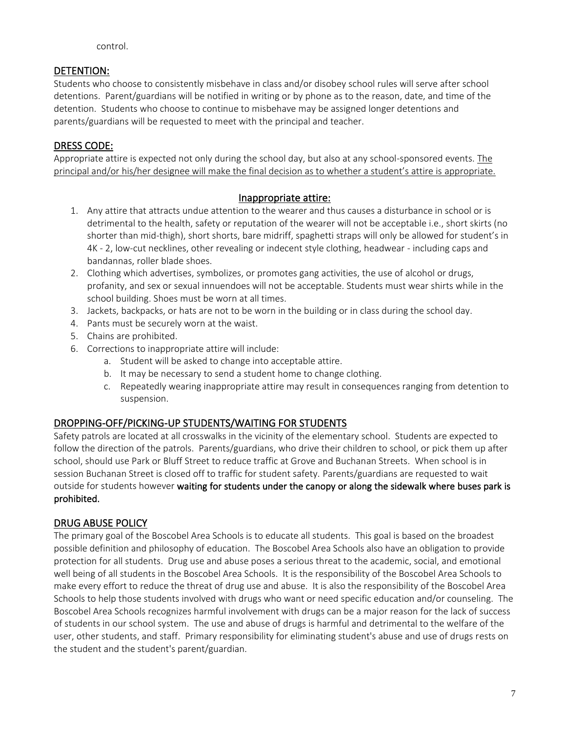control.

## DETENTION:

Students who choose to consistently misbehave in class and/or disobey school rules will serve after school detentions. Parent/guardians will be notified in writing or by phone as to the reason, date, and time of the detention. Students who choose to continue to misbehave may be assigned longer detentions and parents/guardians will be requested to meet with the principal and teacher.

## DRESS CODE:

Appropriate attire is expected not only during the school day, but also at any school-sponsored events. The principal and/or his/her designee will make the final decision as to whether a student's attire is appropriate.

### Inappropriate attire:

1. Any attire that attracts undue attention to the wearer and thus causes a disturbance in school or is detrimental to the health, safety or reputation of the wearer will not be acceptable i.e., short skirts (no shorter than mid-thigh), short shorts, bare midriff, spaghetti straps will only be allowed for student's in 4K - 2, low-cut necklines, other revealing or indecent style clothing, headwear - including caps and bandannas, roller blade shoes.
2. Clothing which advertises, symbolizes, or promotes gang activities, the use of alcohol or drugs, profanity, and sex or sexual innuendoes will not be acceptable. Students must wear shirts while in the school building. Shoes must be worn at all times.
3. Jackets, backpacks, or hats are not to be worn in the building or in class during the school day.
4. Pants must be securely worn at the waist.
5. Chains are prohibited.
6. Corrections to inappropriate attire will include:
   a. Student will be asked to change into acceptable attire.
   b. It may be necessary to send a student home to change clothing.
   c. Repeatedly wearing inappropriate attire may result in consequences ranging from detention to suspension.

## DROPPING-OFF/PICKING-UP STUDENTS/WAITING FOR STUDENTS

Safety patrols are located at all crosswalks in the vicinity of the elementary school. Students are expected to follow the direction of the patrols. Parents/guardians, who drive their children to school, or pick them up after school, should use Park or Bluff Street to reduce traffic at Grove and Buchanan Streets. When school is in session Buchanan Street is closed off to traffic for student safety. Parents/guardians are requested to wait outside for students however **waiting for students under the canopy or along the sidewalk where buses park is prohibited.**

## DRUG ABUSE POLICY

The primary goal of the Boscobel Area Schools is to educate all students. This goal is based on the broadest possible definition and philosophy of education. The Boscobel Area Schools also have an obligation to provide protection for all students. Drug use and abuse poses a serious threat to the academic, social, and emotional well being of all students in the Boscobel Area Schools. It is the responsibility of the Boscobel Area Schools to make every effort to reduce the threat of drug use and abuse. It is also the responsibility of the Boscobel Area Schools to help those students involved with drugs who want or need specific education and/or counseling. The Boscobel Area Schools recognizes harmful involvement with drugs can be a major reason for the lack of success of students in our school system. The use and abuse of drugs is harmful and detrimental to the welfare of the user, other students, and staff. Primary responsibility for eliminating student's abuse and use of drugs rests on the student and the student's parent/guardian.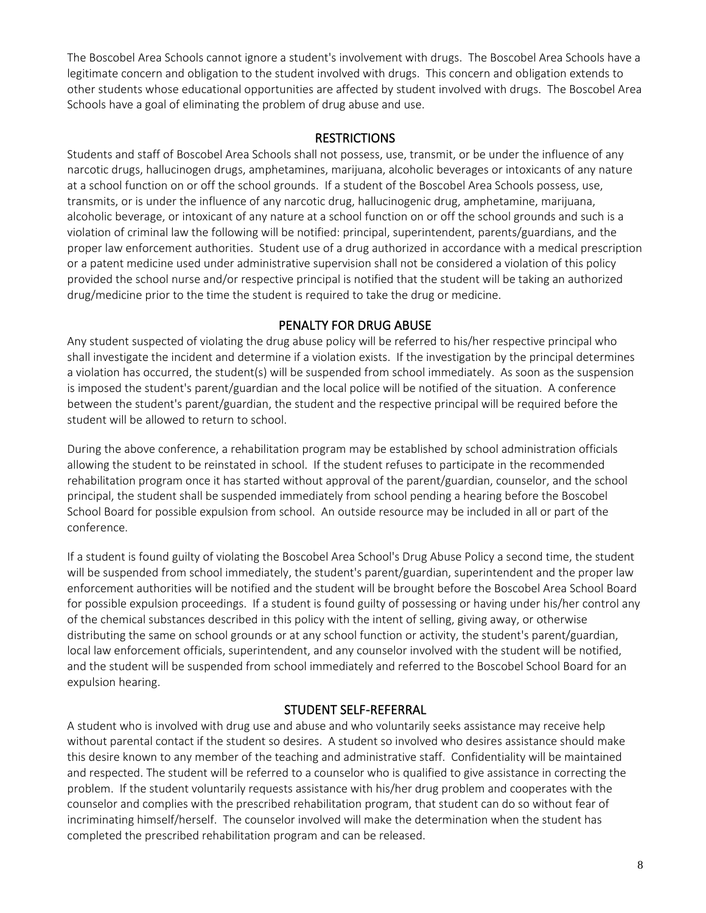The Boscobel Area Schools cannot ignore a student's involvement with drugs. The Boscobel Area Schools have a legitimate concern and obligation to the student involved with drugs. This concern and obligation extends to other students whose educational opportunities are affected by student involved with drugs. The Boscobel Area Schools have a goal of eliminating the problem of drug abuse and use.

## RESTRICTIONS

Students and staff of Boscobel Area Schools shall not possess, use, transmit, or be under the influence of any narcotic drugs, hallucinogen drugs, amphetamines, marijuana, alcoholic beverages or intoxicants of any nature at a school function on or off the school grounds. If a student of the Boscobel Area Schools possess, use, transmits, or is under the influence of any narcotic drug, hallucinogenic drug, amphetamine, marijuana, alcoholic beverage, or intoxicant of any nature at a school function on or off the school grounds and such is a violation of criminal law the following will be notified: principal, superintendent, parents/guardians, and the proper law enforcement authorities. Student use of a drug authorized in accordance with a medical prescription or a patent medicine used under administrative supervision shall not be considered a violation of this policy provided the school nurse and/or respective principal is notified that the student will be taking an authorized drug/medicine prior to the time the student is required to take the drug or medicine.

## PENALTY FOR DRUG ABUSE

Any student suspected of violating the drug abuse policy will be referred to his/her respective principal who shall investigate the incident and determine if a violation exists. If the investigation by the principal determines a violation has occurred, the student(s) will be suspended from school immediately. As soon as the suspension is imposed the student's parent/guardian and the local police will be notified of the situation. A conference between the student's parent/guardian, the student and the respective principal will be required before the student will be allowed to return to school.

During the above conference, a rehabilitation program may be established by school administration officials allowing the student to be reinstated in school. If the student refuses to participate in the recommended rehabilitation program once it has started without approval of the parent/guardian, counselor, and the school principal, the student shall be suspended immediately from school pending a hearing before the Boscobel School Board for possible expulsion from school. An outside resource may be included in all or part of the conference.

If a student is found guilty of violating the Boscobel Area School's Drug Abuse Policy a second time, the student will be suspended from school immediately, the student's parent/guardian, superintendent and the proper law enforcement authorities will be notified and the student will be brought before the Boscobel Area School Board for possible expulsion proceedings. If a student is found guilty of possessing or having under his/her control any of the chemical substances described in this policy with the intent of selling, giving away, or otherwise distributing the same on school grounds or at any school function or activity, the student's parent/guardian, local law enforcement officials, superintendent, and any counselor involved with the student will be notified, and the student will be suspended from school immediately and referred to the Boscobel School Board for an expulsion hearing.

## STUDENT SELF-REFERRAL

A student who is involved with drug use and abuse and who voluntarily seeks assistance may receive help without parental contact if the student so desires. A student so involved who desires assistance should make this desire known to any member of the teaching and administrative staff. Confidentiality will be maintained and respected. The student will be referred to a counselor who is qualified to give assistance in correcting the problem. If the student voluntarily requests assistance with his/her drug problem and cooperates with the counselor and complies with the prescribed rehabilitation program, that student can do so without fear of incriminating himself/herself. The counselor involved will make the determination when the student has completed the prescribed rehabilitation program and can be released.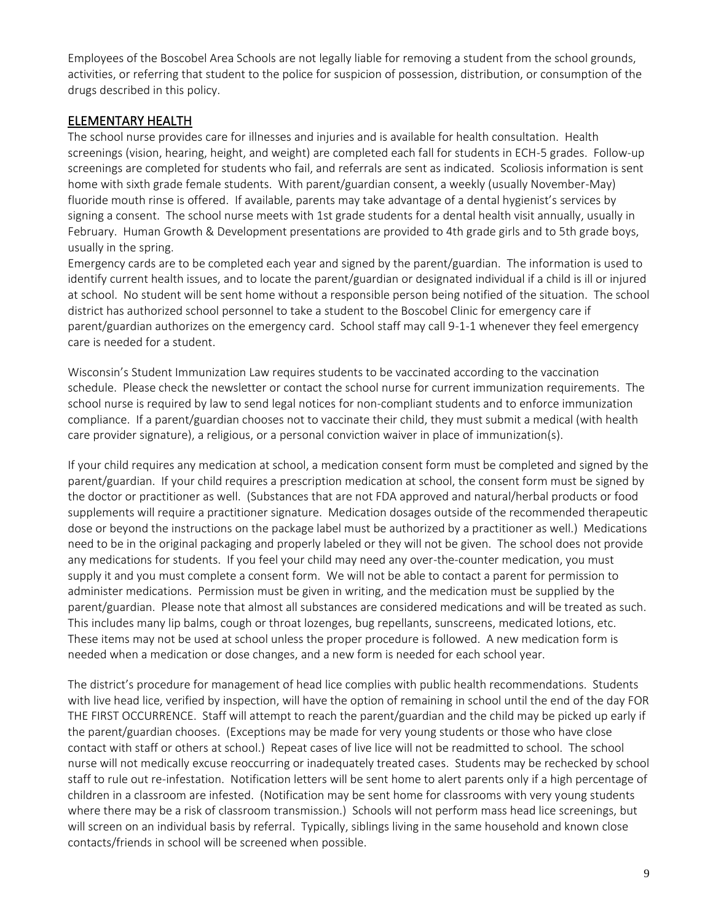Employees of the Boscobel Area Schools are not legally liable for removing a student from the school grounds, activities, or referring that student to the police for suspicion of possession, distribution, or consumption of the drugs described in this policy.

## ELEMENTARY HEALTH

The school nurse provides care for illnesses and injuries and is available for health consultation. Health screenings (vision, hearing, height, and weight) are completed each fall for students in ECH-5 grades. Follow-up screenings are completed for students who fail, and referrals are sent as indicated. Scoliosis information is sent home with sixth grade female students. With parent/guardian consent, a weekly (usually November-May) fluoride mouth rinse is offered. If available, parents may take advantage of a dental hygienist's services by signing a consent. The school nurse meets with 1st grade students for a dental health visit annually, usually in February. Human Growth & Development presentations are provided to 4th grade girls and to 5th grade boys, usually in the spring.

Emergency cards are to be completed each year and signed by the parent/guardian. The information is used to identify current health issues, and to locate the parent/guardian or designated individual if a child is ill or injured at school. No student will be sent home without a responsible person being notified of the situation. The school district has authorized school personnel to take a student to the Boscobel Clinic for emergency care if parent/guardian authorizes on the emergency card. School staff may call 9-1-1 whenever they feel emergency care is needed for a student.

Wisconsin's Student Immunization Law requires students to be vaccinated according to the vaccination schedule. Please check the newsletter or contact the school nurse for current immunization requirements. The school nurse is required by law to send legal notices for non-compliant students and to enforce immunization compliance. If a parent/guardian chooses not to vaccinate their child, they must submit a medical (with health care provider signature), a religious, or a personal conviction waiver in place of immunization(s).

If your child requires any medication at school, a medication consent form must be completed and signed by the parent/guardian. If your child requires a prescription medication at school, the consent form must be signed by the doctor or practitioner as well. (Substances that are not FDA approved and natural/herbal products or food supplements will require a practitioner signature. Medication dosages outside of the recommended therapeutic dose or beyond the instructions on the package label must be authorized by a practitioner as well.) Medications need to be in the original packaging and properly labeled or they will not be given. The school does not provide any medications for students. If you feel your child may need any over-the-counter medication, you must supply it and you must complete a consent form. We will not be able to contact a parent for permission to administer medications. Permission must be given in writing, and the medication must be supplied by the parent/guardian. Please note that almost all substances are considered medications and will be treated as such. This includes many lip balms, cough or throat lozenges, bug repellants, sunscreens, medicated lotions, etc. These items may not be used at school unless the proper procedure is followed. A new medication form is needed when a medication or dose changes, and a new form is needed for each school year.

The district's procedure for management of head lice complies with public health recommendations. Students with live head lice, verified by inspection, will have the option of remaining in school until the end of the day FOR THE FIRST OCCURRENCE. Staff will attempt to reach the parent/guardian and the child may be picked up early if the parent/guardian chooses. (Exceptions may be made for very young students or those who have close contact with staff or others at school.) Repeat cases of live lice will not be readmitted to school. The school nurse will not medically excuse reoccurring or inadequately treated cases. Students may be rechecked by school staff to rule out re-infestation. Notification letters will be sent home to alert parents only if a high percentage of children in a classroom are infested. (Notification may be sent home for classrooms with very young students where there may be a risk of classroom transmission.) Schools will not perform mass head lice screenings, but will screen on an individual basis by referral. Typically, siblings living in the same household and known close contacts/friends in school will be screened when possible.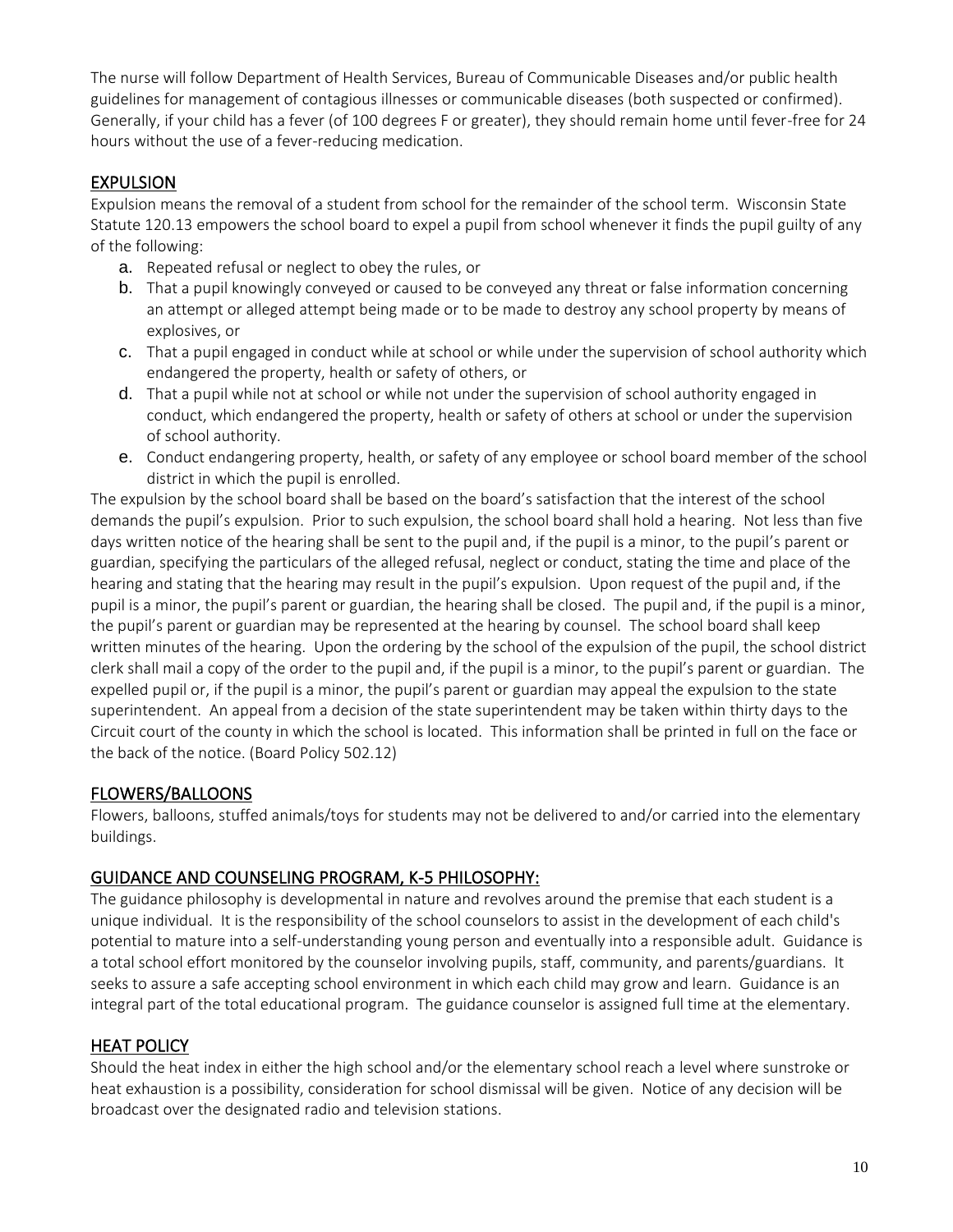The nurse will follow Department of Health Services, Bureau of Communicable Diseases and/or public health guidelines for management of contagious illnesses or communicable diseases (both suspected or confirmed). Generally, if your child has a fever (of 100 degrees F or greater), they should remain home until fever-free for 24 hours without the use of a fever-reducing medication.

## EXPULSION

Expulsion means the removal of a student from school for the remainder of the school term. Wisconsin State Statute 120.13 empowers the school board to expel a pupil from school whenever it finds the pupil guilty of any of the following:

a. Repeated refusal or neglect to obey the rules, or
b. That a pupil knowingly conveyed or caused to be conveyed any threat or false information concerning an attempt or alleged attempt being made or to be made to destroy any school property by means of explosives, or
c. That a pupil engaged in conduct while at school or while under the supervision of school authority which endangered the property, health or safety of others, or
d. That a pupil while not at school or while not under the supervision of school authority engaged in conduct, which endangered the property, health or safety of others at school or under the supervision of school authority.
e. Conduct endangering property, health, or safety of any employee or school board member of the school district in which the pupil is enrolled.

The expulsion by the school board shall be based on the board's satisfaction that the interest of the school demands the pupil's expulsion. Prior to such expulsion, the school board shall hold a hearing. Not less than five days written notice of the hearing shall be sent to the pupil and, if the pupil is a minor, to the pupil's parent or guardian, specifying the particulars of the alleged refusal, neglect or conduct, stating the time and place of the hearing and stating that the hearing may result in the pupil's expulsion. Upon request of the pupil and, if the pupil is a minor, the pupil's parent or guardian, the hearing shall be closed. The pupil and, if the pupil is a minor, the pupil's parent or guardian may be represented at the hearing by counsel. The school board shall keep written minutes of the hearing. Upon the ordering by the school of the expulsion of the pupil, the school district clerk shall mail a copy of the order to the pupil and, if the pupil is a minor, to the pupil's parent or guardian. The expelled pupil or, if the pupil is a minor, the pupil's parent or guardian may appeal the expulsion to the state superintendent. An appeal from a decision of the state superintendent may be taken within thirty days to the Circuit court of the county in which the school is located. This information shall be printed in full on the face or the back of the notice. (Board Policy 502.12)

## FLOWERS/BALLOONS

Flowers, balloons, stuffed animals/toys for students may not be delivered to and/or carried into the elementary buildings.

## GUIDANCE AND COUNSELING PROGRAM, K-5 PHILOSOPHY:

The guidance philosophy is developmental in nature and revolves around the premise that each student is a unique individual. It is the responsibility of the school counselors to assist in the development of each child's potential to mature into a self-understanding young person and eventually into a responsible adult. Guidance is a total school effort monitored by the counselor involving pupils, staff, community, and parents/guardians. It seeks to assure a safe accepting school environment in which each child may grow and learn. Guidance is an integral part of the total educational program. The guidance counselor is assigned full time at the elementary.

## HEAT POLICY

Should the heat index in either the high school and/or the elementary school reach a level where sunstroke or heat exhaustion is a possibility, consideration for school dismissal will be given. Notice of any decision will be broadcast over the designated radio and television stations.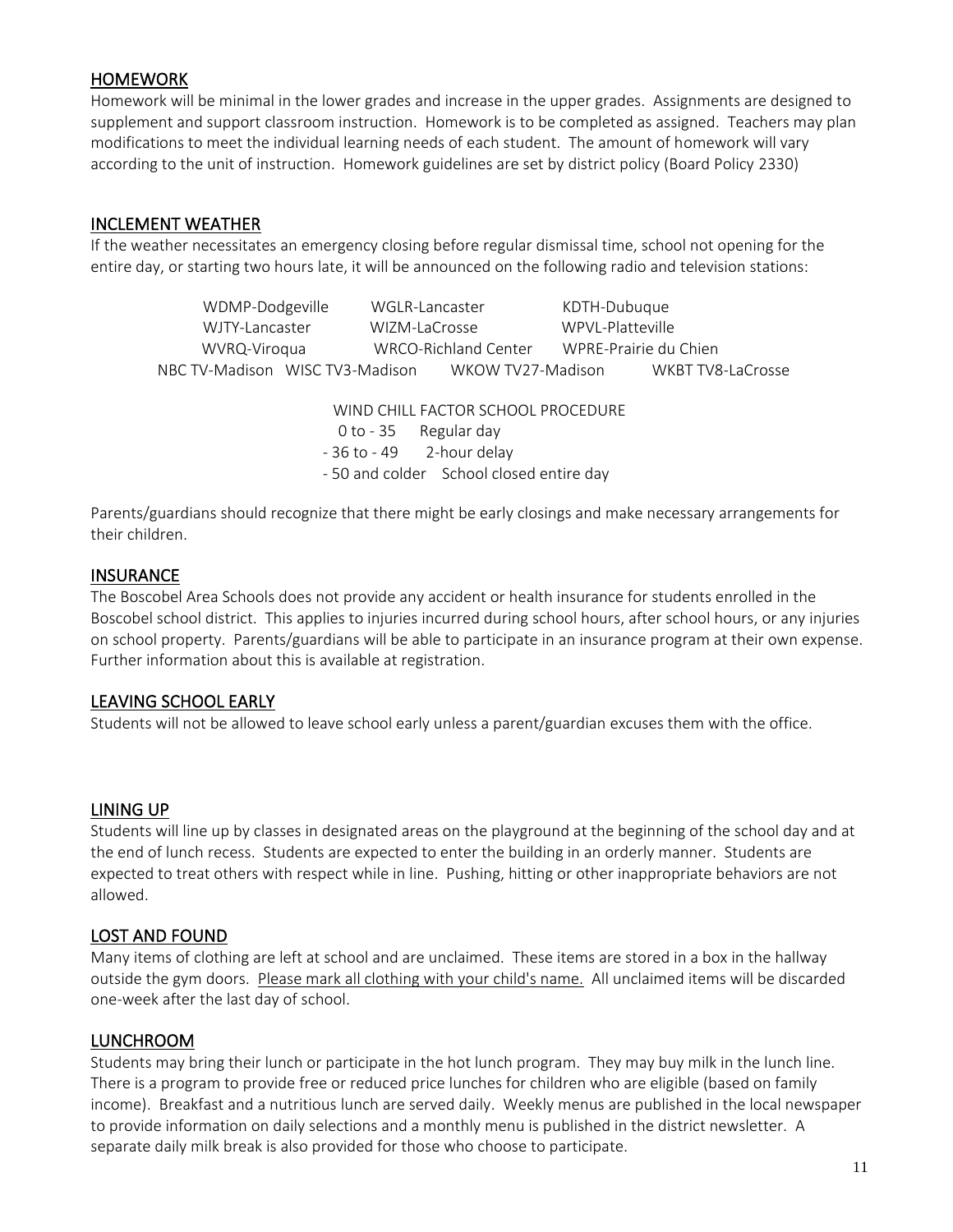## HOMEWORK

Homework will be minimal in the lower grades and increase in the upper grades. Assignments are designed to supplement and support classroom instruction. Homework is to be completed as assigned. Teachers may plan modifications to meet the individual learning needs of each student. The amount of homework will vary according to the unit of instruction. Homework guidelines are set by district policy (Board Policy 2330)

## INCLEMENT WEATHER

If the weather necessitates an emergency closing before regular dismissal time, school not opening for the entire day, or starting two hours late, it will be announced on the following radio and television stations:

| | | | |
|---|---|---|---|
| WDMP-Dodgeville | WGLR-Lancaster | KDTH-Dubuque | |
| WJTY-Lancaster | WIZM-LaCrosse | WPVL-Platteville | |
| WVRQ-Viroqua | WRCO-Richland Center | WPRE-Prairie du Chien | |
| NBC TV-Madison | WISC TV3-Madison | WKOW TV27-Madison | WKBT TV8-LaCrosse |

WIND CHILL FACTOR SCHOOL PROCEDURE

| | |
|---|---|
| 0 to - 35 | Regular day |
| - 36 to - 49 | 2-hour delay |
| - 50 and colder | School closed entire day |

Parents/guardians should recognize that there might be early closings and make necessary arrangements for their children.

## INSURANCE

The Boscobel Area Schools does not provide any accident or health insurance for students enrolled in the Boscobel school district. This applies to injuries incurred during school hours, after school hours, or any injuries on school property. Parents/guardians will be able to participate in an insurance program at their own expense. Further information about this is available at registration.

## LEAVING SCHOOL EARLY

Students will not be allowed to leave school early unless a parent/guardian excuses them with the office.

## LINING UP

Students will line up by classes in designated areas on the playground at the beginning of the school day and at the end of lunch recess. Students are expected to enter the building in an orderly manner. Students are expected to treat others with respect while in line. Pushing, hitting or other inappropriate behaviors are not allowed.

## LOST AND FOUND

Many items of clothing are left at school and are unclaimed. These items are stored in a box in the hallway outside the gym doors. Please mark all clothing with your child's name. All unclaimed items will be discarded one-week after the last day of school.

## LUNCHROOM

Students may bring their lunch or participate in the hot lunch program. They may buy milk in the lunch line. There is a program to provide free or reduced price lunches for children who are eligible (based on family income). Breakfast and a nutritious lunch are served daily. Weekly menus are published in the local newspaper to provide information on daily selections and a monthly menu is published in the district newsletter. A separate daily milk break is also provided for those who choose to participate.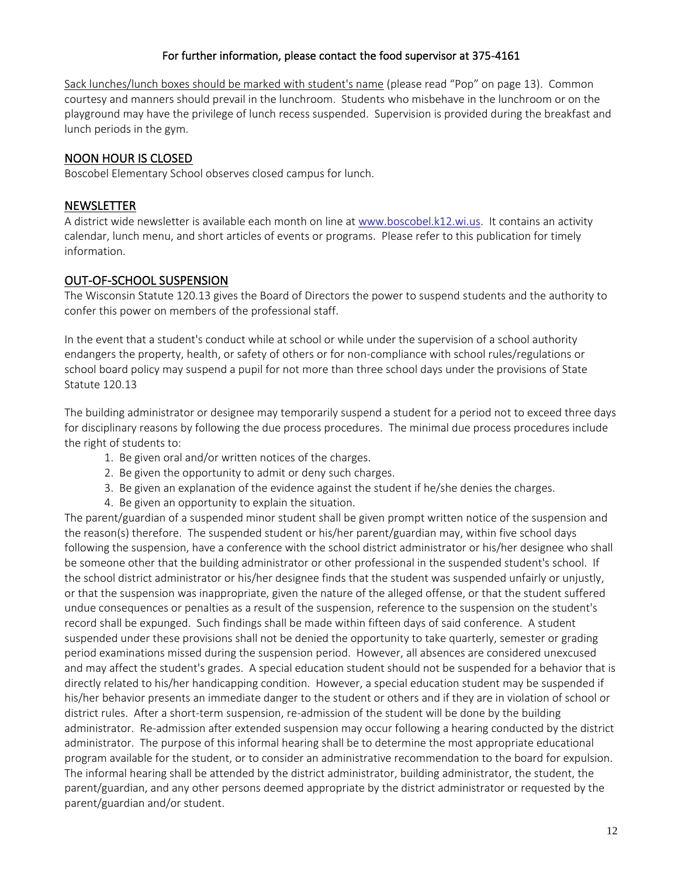For further information, please contact the food supervisor at 375-4161

Sack lunches/lunch boxes should be marked with student's name (please read "Pop" on page 13). Common courtesy and manners should prevail in the lunchroom. Students who misbehave in the lunchroom or on the playground may have the privilege of lunch recess suspended. Supervision is provided during the breakfast and lunch periods in the gym.

## NOON HOUR IS CLOSED

Boscobel Elementary School observes closed campus for lunch.

## NEWSLETTER

A district wide newsletter is available each month on line at [www.boscobel.k12.wi.us](http://www.boscobel.k12.wi.us). It contains an activity calendar, lunch menu, and short articles of events or programs. Please refer to this publication for timely information.

## OUT-OF-SCHOOL SUSPENSION

The Wisconsin Statute 120.13 gives the Board of Directors the power to suspend students and the authority to confer this power on members of the professional staff.

In the event that a student's conduct while at school or while under the supervision of a school authority endangers the property, health, or safety of others or for non-compliance with school rules/regulations or school board policy may suspend a pupil for not more than three school days under the provisions of State Statute 120.13

The building administrator or designee may temporarily suspend a student for a period not to exceed three days for disciplinary reasons by following the due process procedures. The minimal due process procedures include the right of students to:

1. Be given oral and/or written notices of the charges.
2. Be given the opportunity to admit or deny such charges.
3. Be given an explanation of the evidence against the student if he/she denies the charges.
4. Be given an opportunity to explain the situation.

The parent/guardian of a suspended minor student shall be given prompt written notice of the suspension and the reason(s) therefore. The suspended student or his/her parent/guardian may, within five school days following the suspension, have a conference with the school district administrator or his/her designee who shall be someone other that the building administrator or other professional in the suspended student's school. If the school district administrator or his/her designee finds that the student was suspended unfairly or unjustly, or that the suspension was inappropriate, given the nature of the alleged offense, or that the student suffered undue consequences or penalties as a result of the suspension, reference to the suspension on the student's record shall be expunged. Such findings shall be made within fifteen days of said conference. A student suspended under these provisions shall not be denied the opportunity to take quarterly, semester or grading period examinations missed during the suspension period. However, all absences are considered unexcused and may affect the student's grades. A special education student should not be suspended for a behavior that is directly related to his/her handicapping condition. However, a special education student may be suspended if his/her behavior presents an immediate danger to the student or others and if they are in violation of school or district rules. After a short-term suspension, re-admission of the student will be done by the building administrator. Re-admission after extended suspension may occur following a hearing conducted by the district administrator. The purpose of this informal hearing shall be to determine the most appropriate educational program available for the student, or to consider an administrative recommendation to the board for expulsion. The informal hearing shall be attended by the district administrator, building administrator, the student, the parent/guardian, and any other persons deemed appropriate by the district administrator or requested by the parent/guardian and/or student.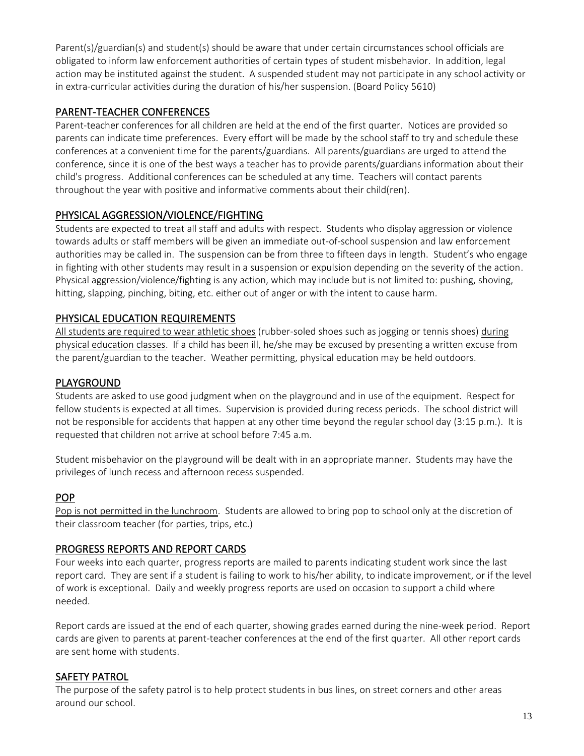Parent(s)/guardian(s) and student(s) should be aware that under certain circumstances school officials are obligated to inform law enforcement authorities of certain types of student misbehavior. In addition, legal action may be instituted against the student. A suspended student may not participate in any school activity or in extra-curricular activities during the duration of his/her suspension. (Board Policy 5610)

## PARENT-TEACHER CONFERENCES

Parent-teacher conferences for all children are held at the end of the first quarter. Notices are provided so parents can indicate time preferences. Every effort will be made by the school staff to try and schedule these conferences at a convenient time for the parents/guardians. All parents/guardians are urged to attend the conference, since it is one of the best ways a teacher has to provide parents/guardians information about their child's progress. Additional conferences can be scheduled at any time. Teachers will contact parents throughout the year with positive and informative comments about their child(ren).

## PHYSICAL AGGRESSION/VIOLENCE/FIGHTING

Students are expected to treat all staff and adults with respect. Students who display aggression or violence towards adults or staff members will be given an immediate out-of-school suspension and law enforcement authorities may be called in. The suspension can be from three to fifteen days in length. Student's who engage in fighting with other students may result in a suspension or expulsion depending on the severity of the action. Physical aggression/violence/fighting is any action, which may include but is not limited to: pushing, shoving, hitting, slapping, pinching, biting, etc. either out of anger or with the intent to cause harm.

## PHYSICAL EDUCATION REQUIREMENTS

<u>All students are required to wear athletic shoes</u> (rubber-soled shoes such as jogging or tennis shoes) <u>during physical education classes</u>. If a child has been ill, he/she may be excused by presenting a written excuse from the parent/guardian to the teacher. Weather permitting, physical education may be held outdoors.

## PLAYGROUND

Students are asked to use good judgment when on the playground and in use of the equipment. Respect for fellow students is expected at all times. Supervision is provided during recess periods. The school district will not be responsible for accidents that happen at any other time beyond the regular school day (3:15 p.m.). It is requested that children not arrive at school before 7:45 a.m.

Student misbehavior on the playground will be dealt with in an appropriate manner. Students may have the privileges of lunch recess and afternoon recess suspended.

## POP

<u>Pop is not permitted in the lunchroom</u>. Students are allowed to bring pop to school only at the discretion of their classroom teacher (for parties, trips, etc.)

## PROGRESS REPORTS AND REPORT CARDS

Four weeks into each quarter, progress reports are mailed to parents indicating student work since the last report card. They are sent if a student is failing to work to his/her ability, to indicate improvement, or if the level of work is exceptional. Daily and weekly progress reports are used on occasion to support a child where needed.

Report cards are issued at the end of each quarter, showing grades earned during the nine-week period. Report cards are given to parents at parent-teacher conferences at the end of the first quarter. All other report cards are sent home with students.

## SAFETY PATROL

The purpose of the safety patrol is to help protect students in bus lines, on street corners and other areas around our school.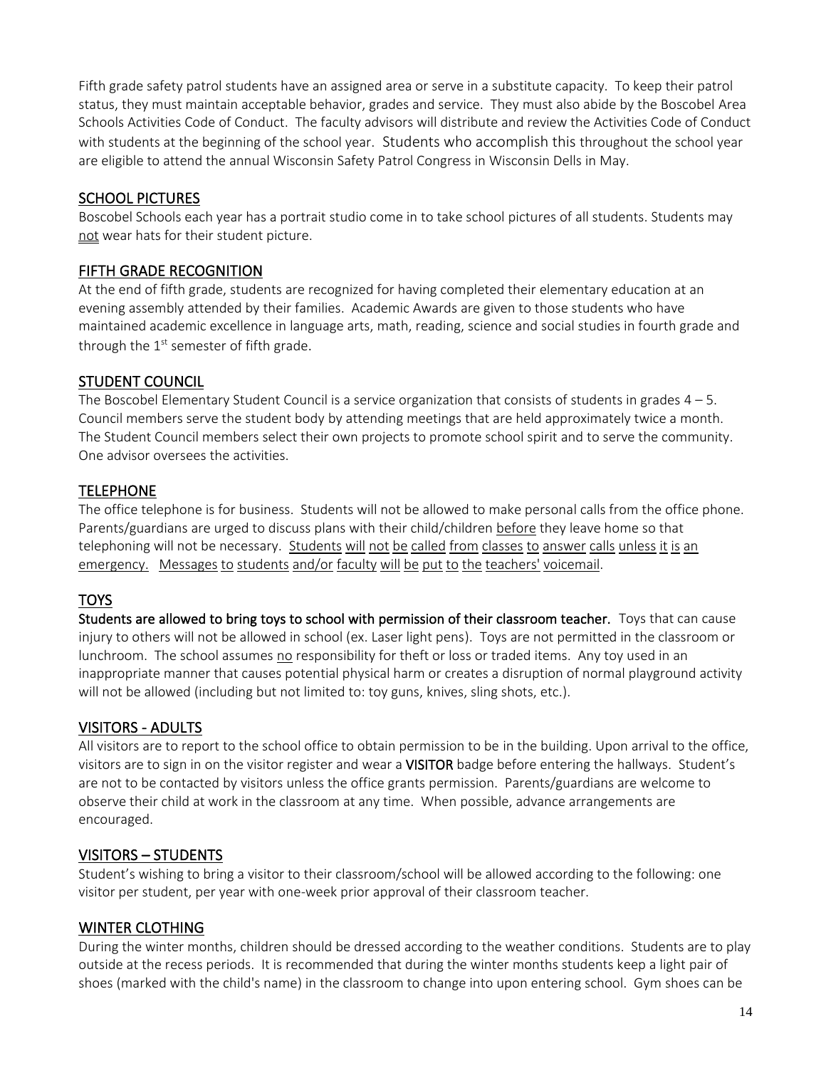Fifth grade safety patrol students have an assigned area or serve in a substitute capacity. To keep their patrol status, they must maintain acceptable behavior, grades and service. They must also abide by the Boscobel Area Schools Activities Code of Conduct. The faculty advisors will distribute and review the Activities Code of Conduct with students at the beginning of the school year. Students who accomplish this throughout the school year are eligible to attend the annual Wisconsin Safety Patrol Congress in Wisconsin Dells in May.

## SCHOOL PICTURES

Boscobel Schools each year has a portrait studio come in to take school pictures of all students. Students may not wear hats for their student picture.

## FIFTH GRADE RECOGNITION

At the end of fifth grade, students are recognized for having completed their elementary education at an evening assembly attended by their families. Academic Awards are given to those students who have maintained academic excellence in language arts, math, reading, science and social studies in fourth grade and through the 1st semester of fifth grade.

## STUDENT COUNCIL

The Boscobel Elementary Student Council is a service organization that consists of students in grades 4 – 5. Council members serve the student body by attending meetings that are held approximately twice a month. The Student Council members select their own projects to promote school spirit and to serve the community. One advisor oversees the activities.

## TELEPHONE

The office telephone is for business. Students will not be allowed to make personal calls from the office phone. Parents/guardians are urged to discuss plans with their child/children before they leave home so that telephoning will not be necessary. Students will not be called from classes to answer calls unless it is an emergency. Messages to students and/or faculty will be put to the teachers' voicemail.

## TOYS

**Students are allowed to bring toys to school with permission of their classroom teacher.** Toys that can cause injury to others will not be allowed in school (ex. Laser light pens). Toys are not permitted in the classroom or lunchroom. The school assumes no responsibility for theft or loss or traded items. Any toy used in an inappropriate manner that causes potential physical harm or creates a disruption of normal playground activity will not be allowed (including but not limited to: toy guns, knives, sling shots, etc.).

## VISITORS - ADULTS

All visitors are to report to the school office to obtain permission to be in the building. Upon arrival to the office, visitors are to sign in on the visitor register and wear a **VISITOR** badge before entering the hallways. Student's are not to be contacted by visitors unless the office grants permission. Parents/guardians are welcome to observe their child at work in the classroom at any time. When possible, advance arrangements are encouraged.

## VISITORS – STUDENTS

Student's wishing to bring a visitor to their classroom/school will be allowed according to the following: one visitor per student, per year with one-week prior approval of their classroom teacher.

## WINTER CLOTHING

During the winter months, children should be dressed according to the weather conditions. Students are to play outside at the recess periods. It is recommended that during the winter months students keep a light pair of shoes (marked with the child's name) in the classroom to change into upon entering school. Gym shoes can be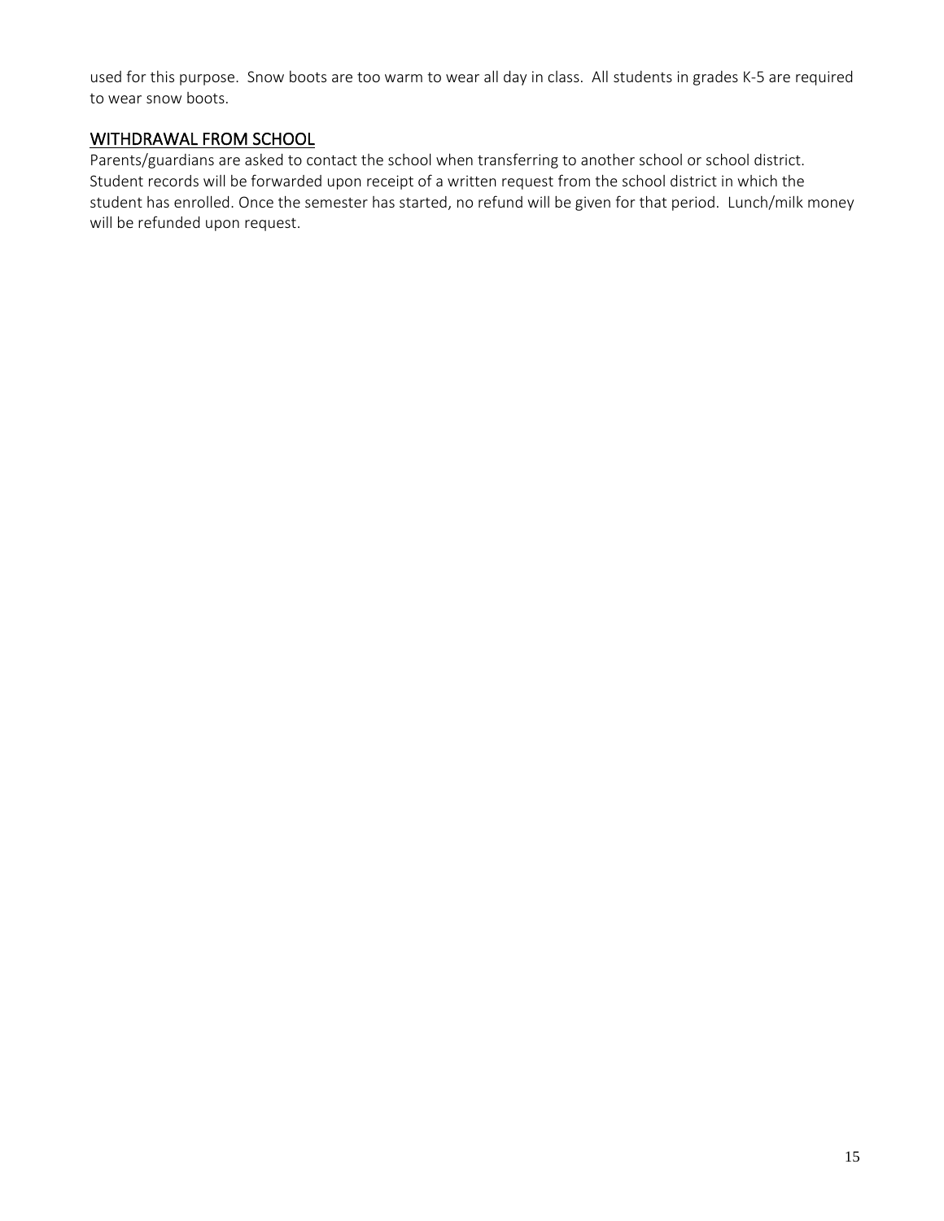used for this purpose.  Snow boots are too warm to wear all day in class.  All students in grades K-5 are required to wear snow boots.

## WITHDRAWAL FROM SCHOOL

Parents/guardians are asked to contact the school when transferring to another school or school district. Student records will be forwarded upon receipt of a written request from the school district in which the student has enrolled. Once the semester has started, no refund will be given for that period.  Lunch/milk money will be refunded upon request.